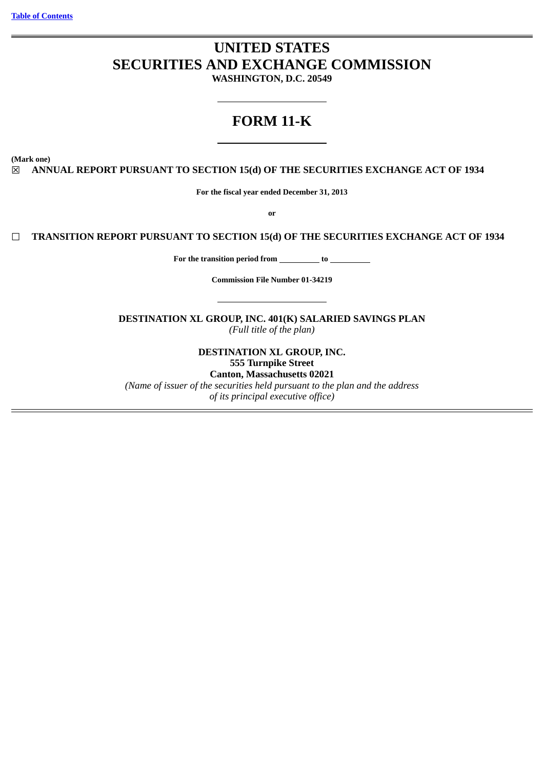Table of Contents

# UNITED STATES
# SECURITIES AND EXCHANGE COMMISSION
**WASHINGTON, D.C. 20549**

---

# FORM 11-K

---

**(Mark one)**

☒ **ANNUAL REPORT PURSUANT TO SECTION 15(d) OF THE SECURITIES EXCHANGE ACT OF 1934**

**For the fiscal year ended December 31, 2013**

**or**

☐ **TRANSITION REPORT PURSUANT TO SECTION 15(d) OF THE SECURITIES EXCHANGE ACT OF 1934**

**For the transition period from \_\_\_\_\_\_\_\_\_\_ to \_\_\_\_\_\_\_\_\_\_**

**Commission File Number 01-34219**

---

**DESTINATION XL GROUP, INC. 401(K) SALARIED SAVINGS PLAN**
*(Full title of the plan)*

**DESTINATION XL GROUP, INC.**
**555 Turnpike Street**
**Canton, Massachusetts 02021**
*(Name of issuer of the securities held pursuant to the plan and the address of its principal executive office)*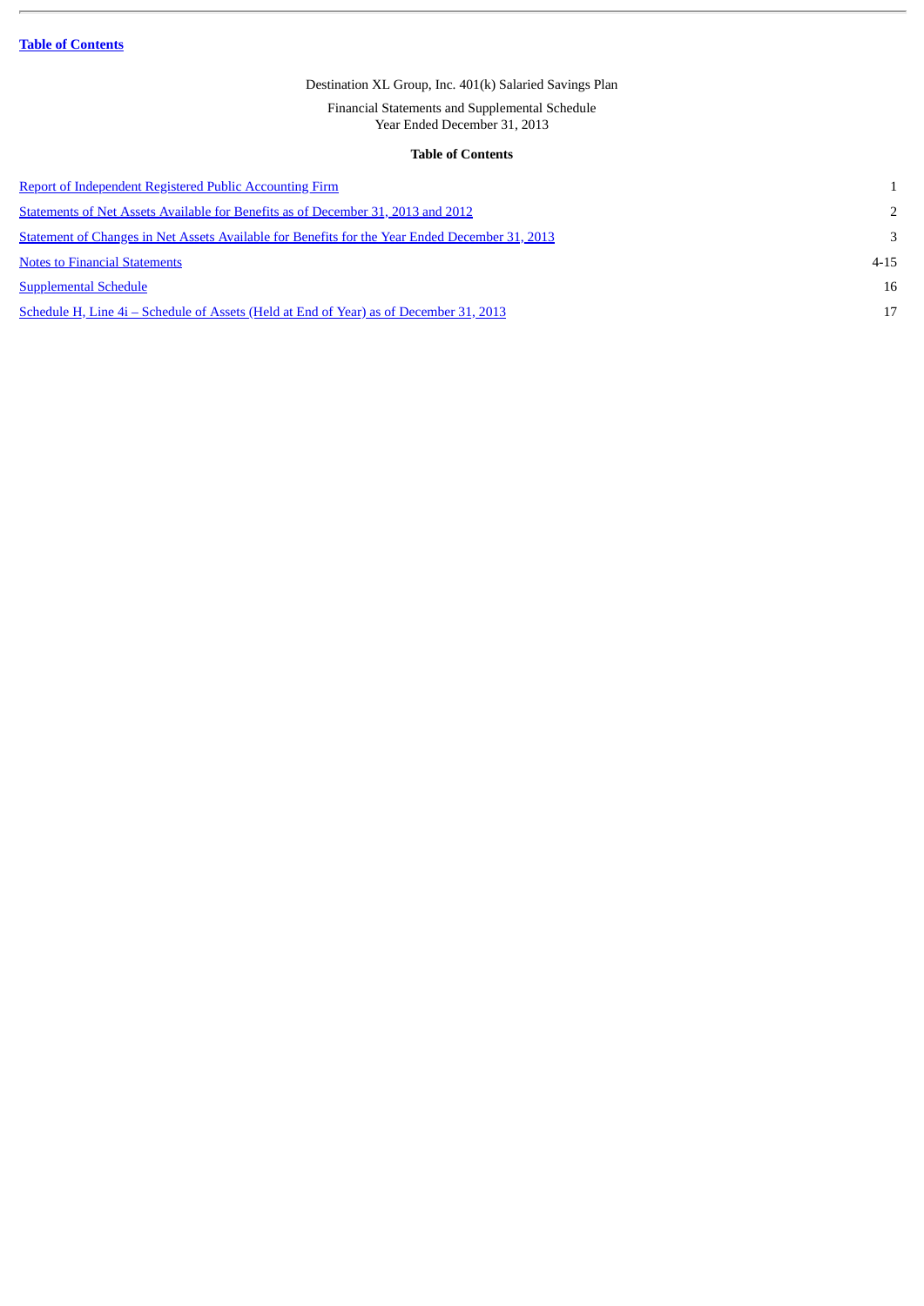[Table of Contents](#)

Destination XL Group, Inc. 401(k) Salaried Savings Plan

Financial Statements and Supplemental Schedule
Year Ended December 31, 2013

**Table of Contents**

| | |
|---|---|
| [Report of Independent Registered Public Accounting Firm](#) | 1 |
| [Statements of Net Assets Available for Benefits as of December 31, 2013 and 2012](#) | 2 |
| [Statement of Changes in Net Assets Available for Benefits for the Year Ended December 31, 2013](#) | 3 |
| [Notes to Financial Statements](#) | 4-15 |
| [Supplemental Schedule](#) | 16 |
| [Schedule H, Line 4i – Schedule of Assets (Held at End of Year) as of December 31, 2013](#) | 17 |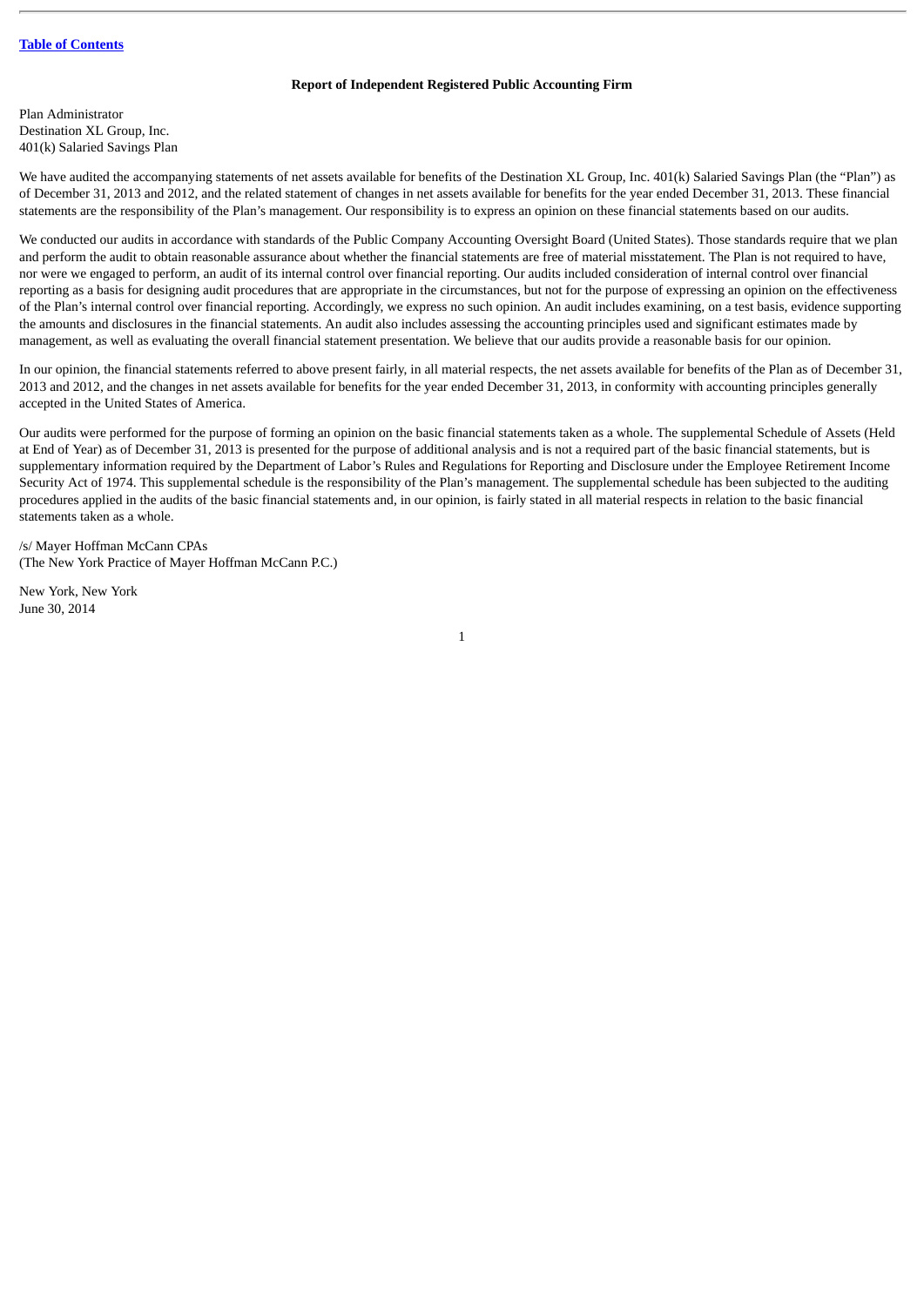Table of Contents

**Report of Independent Registered Public Accounting Firm**

Plan Administrator
Destination XL Group, Inc.
401(k) Salaried Savings Plan

We have audited the accompanying statements of net assets available for benefits of the Destination XL Group, Inc. 401(k) Salaried Savings Plan (the "Plan") as of December 31, 2013 and 2012, and the related statement of changes in net assets available for benefits for the year ended December 31, 2013. These financial statements are the responsibility of the Plan's management. Our responsibility is to express an opinion on these financial statements based on our audits.

We conducted our audits in accordance with standards of the Public Company Accounting Oversight Board (United States). Those standards require that we plan and perform the audit to obtain reasonable assurance about whether the financial statements are free of material misstatement. The Plan is not required to have, nor were we engaged to perform, an audit of its internal control over financial reporting. Our audits included consideration of internal control over financial reporting as a basis for designing audit procedures that are appropriate in the circumstances, but not for the purpose of expressing an opinion on the effectiveness of the Plan's internal control over financial reporting. Accordingly, we express no such opinion. An audit includes examining, on a test basis, evidence supporting the amounts and disclosures in the financial statements. An audit also includes assessing the accounting principles used and significant estimates made by management, as well as evaluating the overall financial statement presentation. We believe that our audits provide a reasonable basis for our opinion.

In our opinion, the financial statements referred to above present fairly, in all material respects, the net assets available for benefits of the Plan as of December 31, 2013 and 2012, and the changes in net assets available for benefits for the year ended December 31, 2013, in conformity with accounting principles generally accepted in the United States of America.

Our audits were performed for the purpose of forming an opinion on the basic financial statements taken as a whole. The supplemental Schedule of Assets (Held at End of Year) as of December 31, 2013 is presented for the purpose of additional analysis and is not a required part of the basic financial statements, but is supplementary information required by the Department of Labor's Rules and Regulations for Reporting and Disclosure under the Employee Retirement Income Security Act of 1974. This supplemental schedule is the responsibility of the Plan's management. The supplemental schedule has been subjected to the auditing procedures applied in the audits of the basic financial statements and, in our opinion, is fairly stated in all material respects in relation to the basic financial statements taken as a whole.

/s/ Mayer Hoffman McCann CPAs
(The New York Practice of Mayer Hoffman McCann P.C.)

New York, New York
June 30, 2014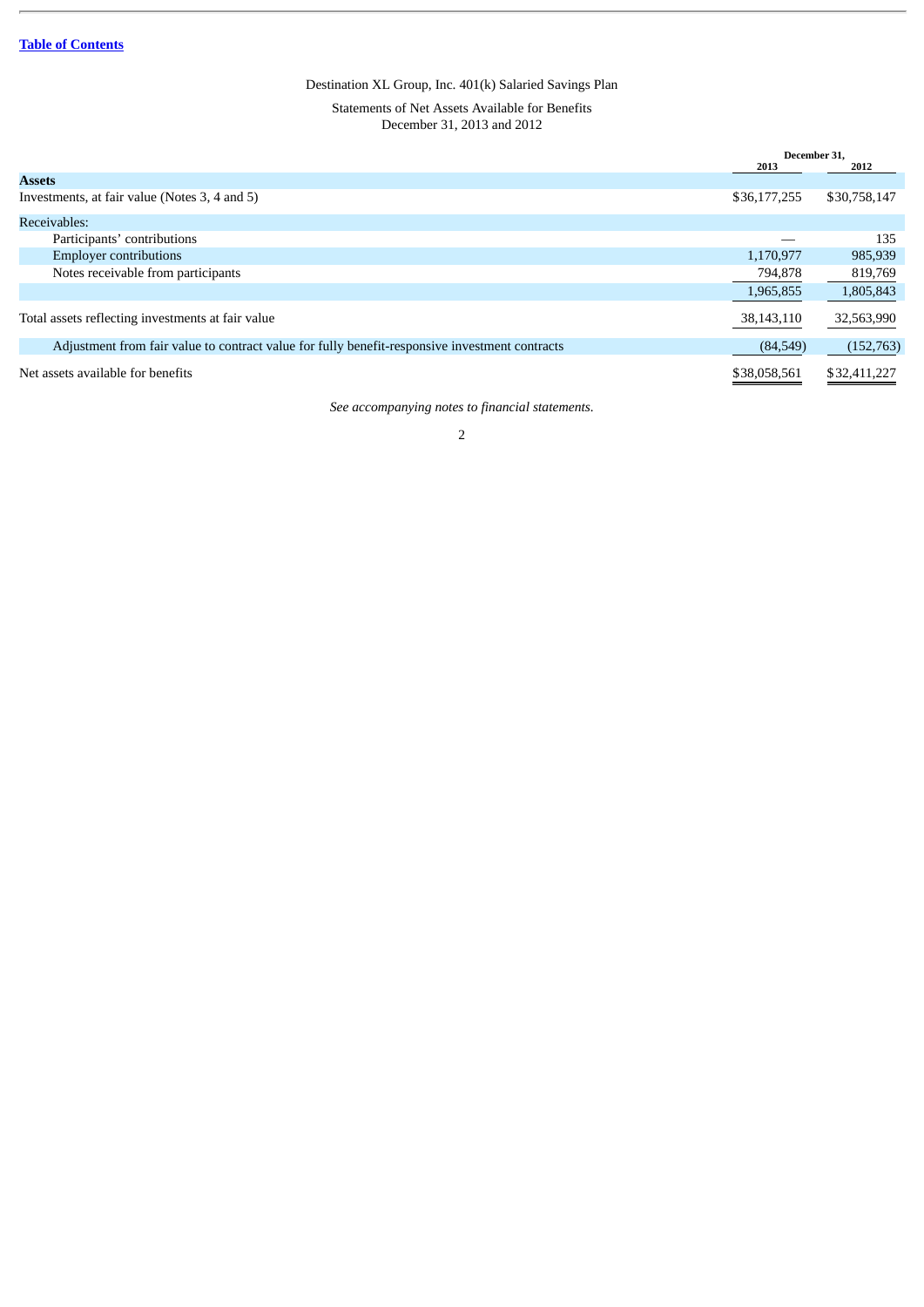[Table of Contents](#)

Destination XL Group, Inc. 401(k) Salaried Savings Plan

Statements of Net Assets Available for Benefits
December 31, 2013 and 2012

| | December 31, 2013 | December 31, 2012 |
|---|---|---|
| **Assets** | | |
| Investments, at fair value (Notes 3, 4 and 5) | $36,177,255 | $30,758,147 |
| Receivables: | | |
| Participants' contributions | — | 135 |
| Employer contributions | 1,170,977 | 985,939 |
| Notes receivable from participants | 794,878 | 819,769 |
| | 1,965,855 | 1,805,843 |
| Total assets reflecting investments at fair value | 38,143,110 | 32,563,990 |
| Adjustment from fair value to contract value for fully benefit-responsive investment contracts | (84,549) | (152,763) |
| Net assets available for benefits | $38,058,561 | $32,411,227 |

*See accompanying notes to financial statements.*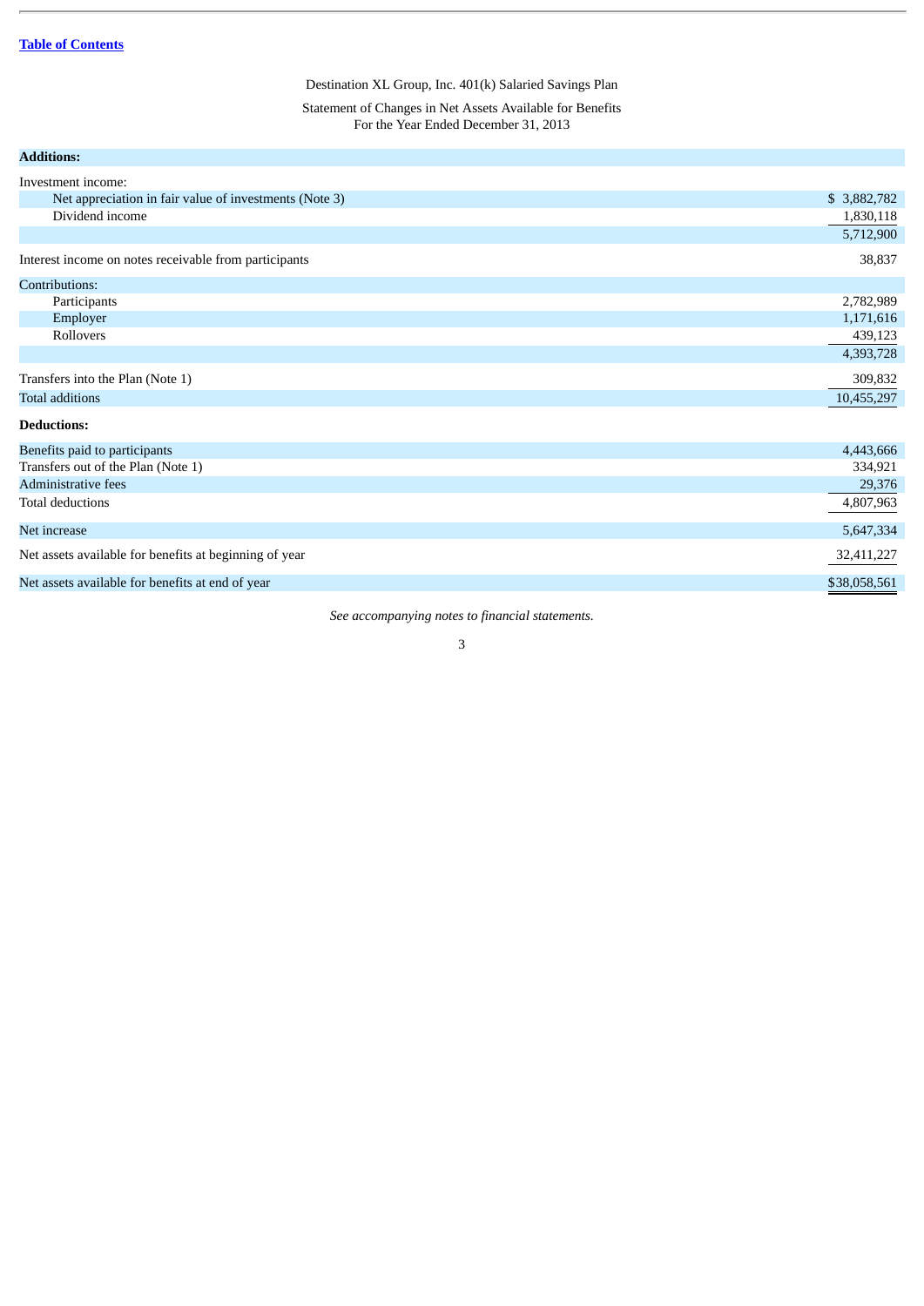Destination XL Group, Inc. 401(k) Salaried Savings Plan

Statement of Changes in Net Assets Available for Benefits
For the Year Ended December 31, 2013

| | |
|---|---|
| **Additions:** | |
| Investment income: | |
| Net appreciation in fair value of investments (Note 3) | $ 3,882,782 |
| Dividend income | 1,830,118 |
| | 5,712,900 |
| Interest income on notes receivable from participants | 38,837 |
| Contributions: | |
| Participants | 2,782,989 |
| Employer | 1,171,616 |
| Rollovers | 439,123 |
| | 4,393,728 |
| Transfers into the Plan (Note 1) | 309,832 |
| Total additions | 10,455,297 |
| **Deductions:** | |
| Benefits paid to participants | 4,443,666 |
| Transfers out of the Plan (Note 1) | 334,921 |
| Administrative fees | 29,376 |
| Total deductions | 4,807,963 |
| Net increase | 5,647,334 |
| Net assets available for benefits at beginning of year | 32,411,227 |
| Net assets available for benefits at end of year | $38,058,561 |

*See accompanying notes to financial statements.*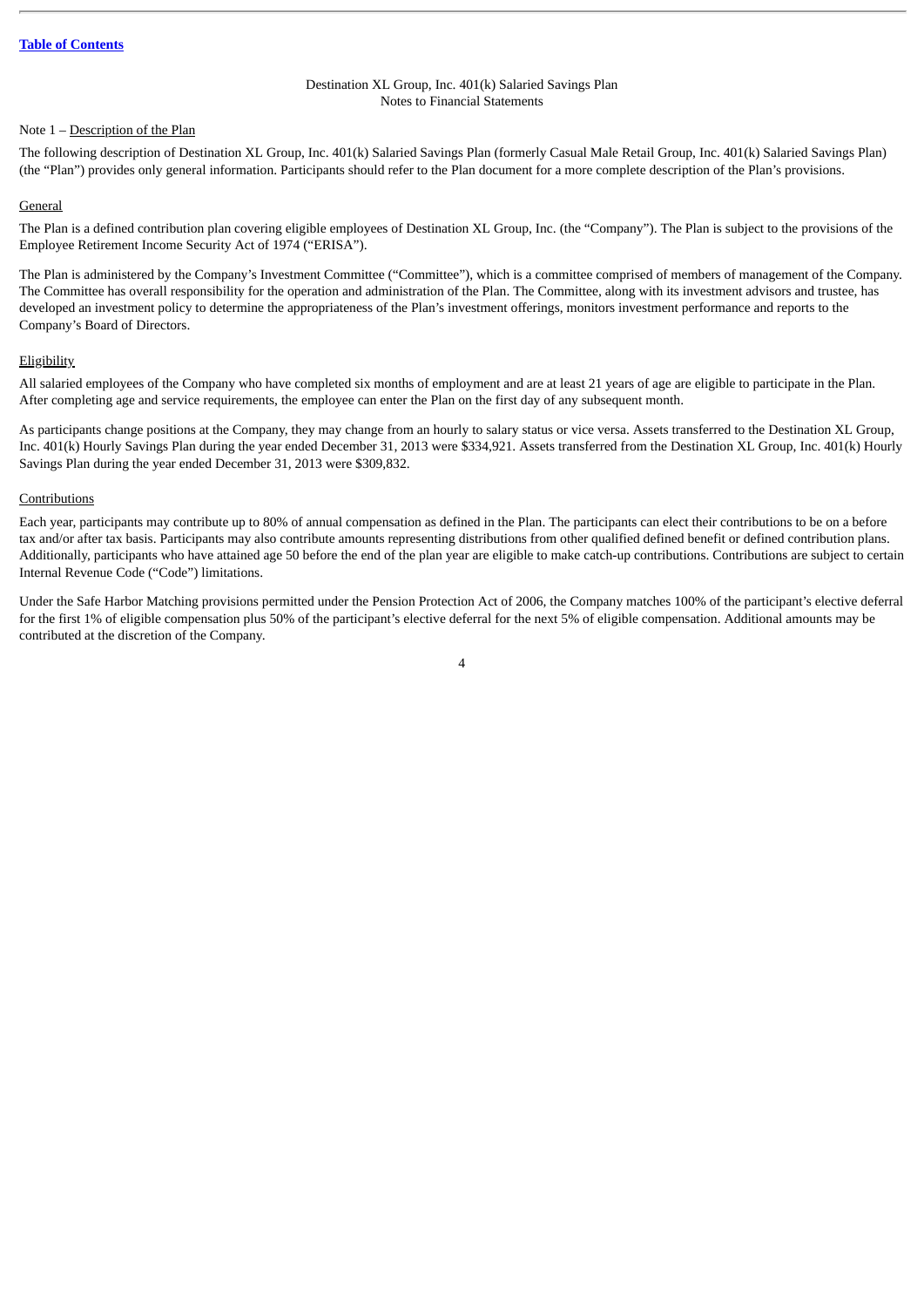Destination XL Group, Inc. 401(k) Salaried Savings Plan
Notes to Financial Statements

Note 1 – Description of the Plan

The following description of Destination XL Group, Inc. 401(k) Salaried Savings Plan (formerly Casual Male Retail Group, Inc. 401(k) Salaried Savings Plan) (the "Plan") provides only general information. Participants should refer to the Plan document for a more complete description of the Plan's provisions.

General

The Plan is a defined contribution plan covering eligible employees of Destination XL Group, Inc. (the "Company"). The Plan is subject to the provisions of the Employee Retirement Income Security Act of 1974 ("ERISA").

The Plan is administered by the Company's Investment Committee ("Committee"), which is a committee comprised of members of management of the Company. The Committee has overall responsibility for the operation and administration of the Plan. The Committee, along with its investment advisors and trustee, has developed an investment policy to determine the appropriateness of the Plan's investment offerings, monitors investment performance and reports to the Company's Board of Directors.

Eligibility

All salaried employees of the Company who have completed six months of employment and are at least 21 years of age are eligible to participate in the Plan. After completing age and service requirements, the employee can enter the Plan on the first day of any subsequent month.

As participants change positions at the Company, they may change from an hourly to salary status or vice versa. Assets transferred to the Destination XL Group, Inc. 401(k) Hourly Savings Plan during the year ended December 31, 2013 were $334,921. Assets transferred from the Destination XL Group, Inc. 401(k) Hourly Savings Plan during the year ended December 31, 2013 were $309,832.

Contributions

Each year, participants may contribute up to 80% of annual compensation as defined in the Plan. The participants can elect their contributions to be on a before tax and/or after tax basis. Participants may also contribute amounts representing distributions from other qualified defined benefit or defined contribution plans. Additionally, participants who have attained age 50 before the end of the plan year are eligible to make catch-up contributions. Contributions are subject to certain Internal Revenue Code ("Code") limitations.

Under the Safe Harbor Matching provisions permitted under the Pension Protection Act of 2006, the Company matches 100% of the participant's elective deferral for the first 1% of eligible compensation plus 50% of the participant's elective deferral for the next 5% of eligible compensation. Additional amounts may be contributed at the discretion of the Company.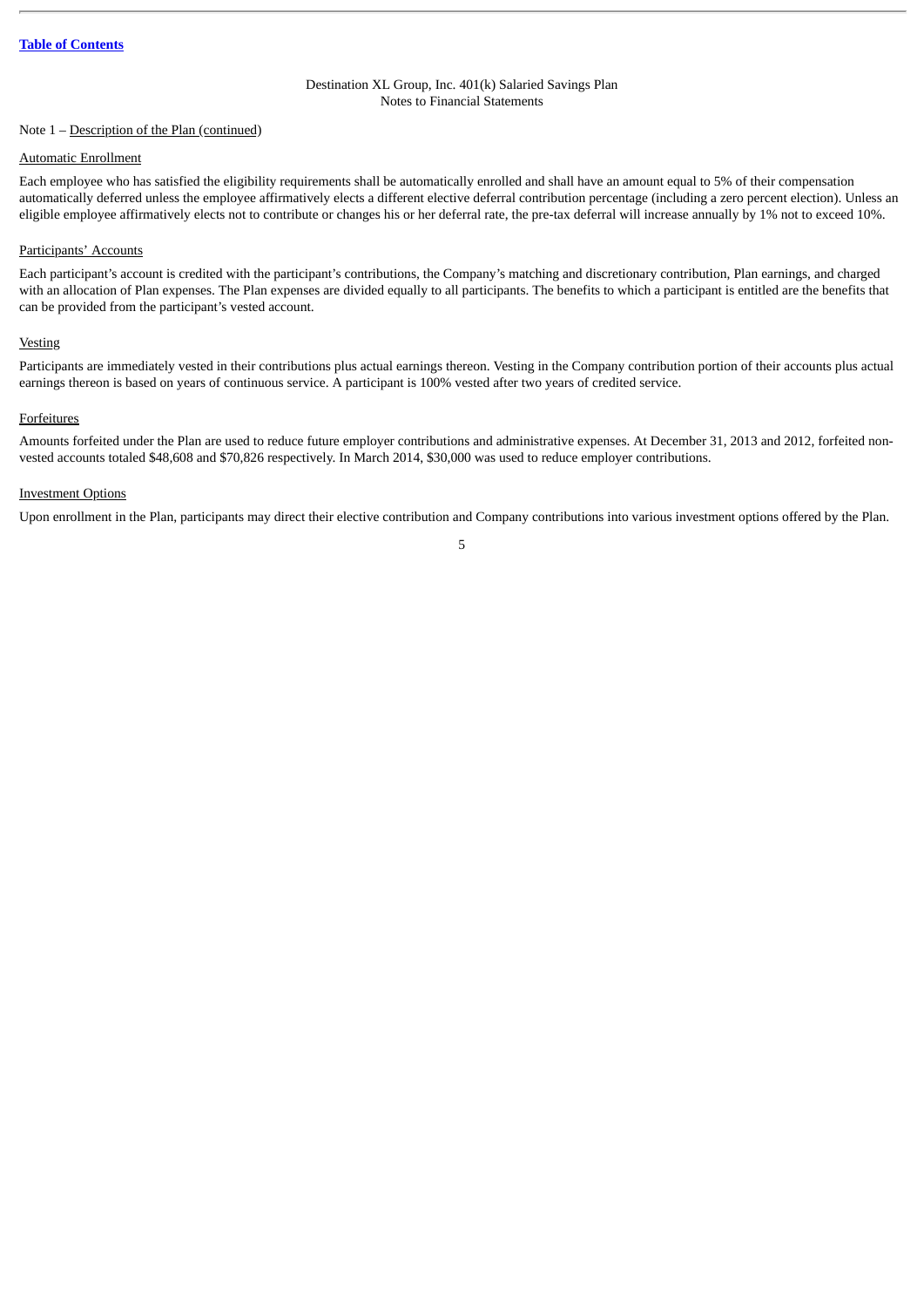Destination XL Group, Inc. 401(k) Salaried Savings Plan
Notes to Financial Statements

Note 1 – Description of the Plan (continued)

Automatic Enrollment

Each employee who has satisfied the eligibility requirements shall be automatically enrolled and shall have an amount equal to 5% of their compensation automatically deferred unless the employee affirmatively elects a different elective deferral contribution percentage (including a zero percent election). Unless an eligible employee affirmatively elects not to contribute or changes his or her deferral rate, the pre-tax deferral will increase annually by 1% not to exceed 10%.

Participants' Accounts

Each participant's account is credited with the participant's contributions, the Company's matching and discretionary contribution, Plan earnings, and charged with an allocation of Plan expenses. The Plan expenses are divided equally to all participants. The benefits to which a participant is entitled are the benefits that can be provided from the participant's vested account.

Vesting

Participants are immediately vested in their contributions plus actual earnings thereon. Vesting in the Company contribution portion of their accounts plus actual earnings thereon is based on years of continuous service. A participant is 100% vested after two years of credited service.

Forfeitures

Amounts forfeited under the Plan are used to reduce future employer contributions and administrative expenses. At December 31, 2013 and 2012, forfeited non-vested accounts totaled $48,608 and $70,826 respectively. In March 2014, $30,000 was used to reduce employer contributions.

Investment Options

Upon enrollment in the Plan, participants may direct their elective contribution and Company contributions into various investment options offered by the Plan.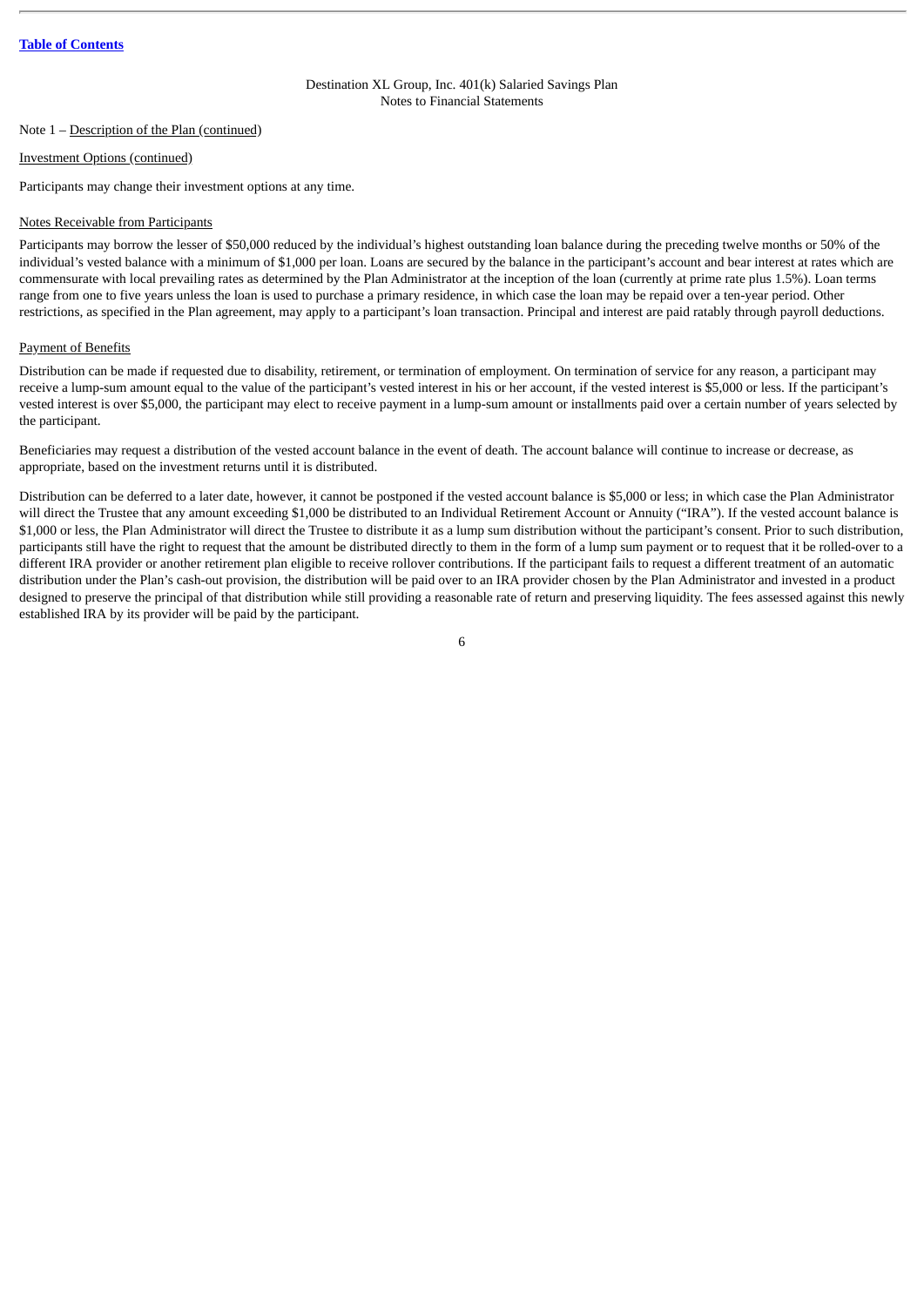Destination XL Group, Inc. 401(k) Salaried Savings Plan
Notes to Financial Statements

Note 1 – Description of the Plan (continued)

Investment Options (continued)

Participants may change their investment options at any time.

Notes Receivable from Participants

Participants may borrow the lesser of $50,000 reduced by the individual's highest outstanding loan balance during the preceding twelve months or 50% of the individual's vested balance with a minimum of $1,000 per loan. Loans are secured by the balance in the participant's account and bear interest at rates which are commensurate with local prevailing rates as determined by the Plan Administrator at the inception of the loan (currently at prime rate plus 1.5%). Loan terms range from one to five years unless the loan is used to purchase a primary residence, in which case the loan may be repaid over a ten-year period. Other restrictions, as specified in the Plan agreement, may apply to a participant's loan transaction. Principal and interest are paid ratably through payroll deductions.

Payment of Benefits

Distribution can be made if requested due to disability, retirement, or termination of employment. On termination of service for any reason, a participant may receive a lump-sum amount equal to the value of the participant's vested interest in his or her account, if the vested interest is $5,000 or less. If the participant's vested interest is over $5,000, the participant may elect to receive payment in a lump-sum amount or installments paid over a certain number of years selected by the participant.

Beneficiaries may request a distribution of the vested account balance in the event of death. The account balance will continue to increase or decrease, as appropriate, based on the investment returns until it is distributed.

Distribution can be deferred to a later date, however, it cannot be postponed if the vested account balance is $5,000 or less; in which case the Plan Administrator will direct the Trustee that any amount exceeding $1,000 be distributed to an Individual Retirement Account or Annuity ("IRA"). If the vested account balance is $1,000 or less, the Plan Administrator will direct the Trustee to distribute it as a lump sum distribution without the participant's consent. Prior to such distribution, participants still have the right to request that the amount be distributed directly to them in the form of a lump sum payment or to request that it be rolled-over to a different IRA provider or another retirement plan eligible to receive rollover contributions. If the participant fails to request a different treatment of an automatic distribution under the Plan's cash-out provision, the distribution will be paid over to an IRA provider chosen by the Plan Administrator and invested in a product designed to preserve the principal of that distribution while still providing a reasonable rate of return and preserving liquidity. The fees assessed against this newly established IRA by its provider will be paid by the participant.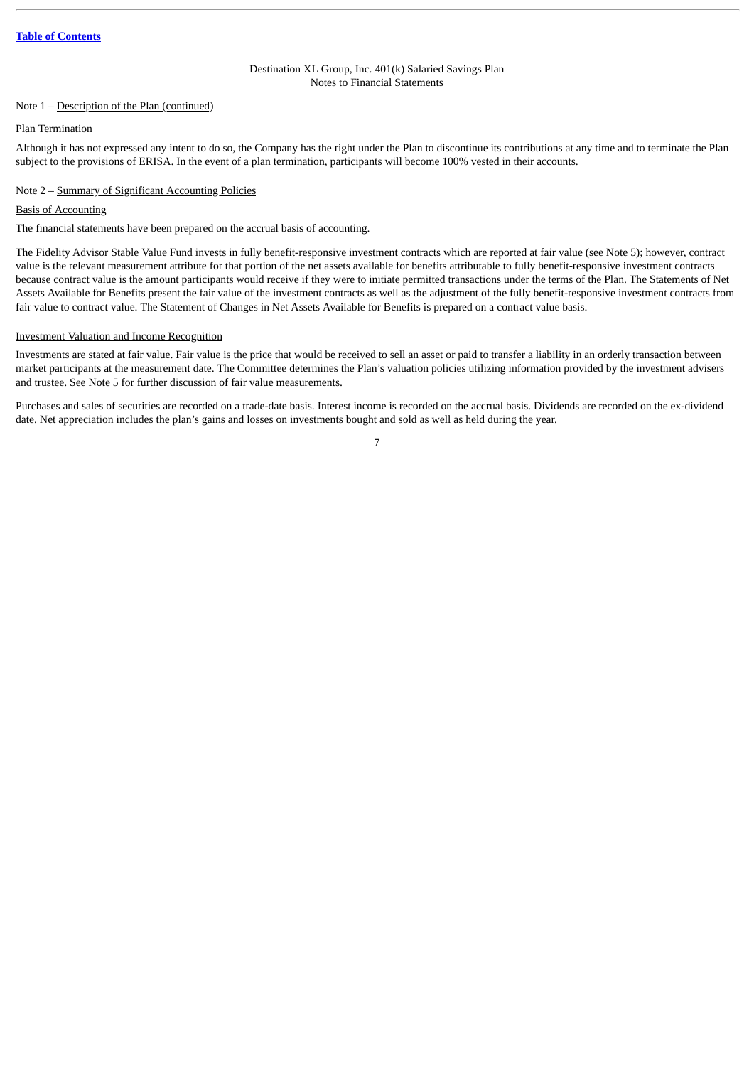Note 1 – Description of the Plan (continued)

Plan Termination

Although it has not expressed any intent to do so, the Company has the right under the Plan to discontinue its contributions at any time and to terminate the Plan subject to the provisions of ERISA. In the event of a plan termination, participants will become 100% vested in their accounts.

Note 2 – Summary of Significant Accounting Policies

Basis of Accounting

The financial statements have been prepared on the accrual basis of accounting.

The Fidelity Advisor Stable Value Fund invests in fully benefit-responsive investment contracts which are reported at fair value (see Note 5); however, contract value is the relevant measurement attribute for that portion of the net assets available for benefits attributable to fully benefit-responsive investment contracts because contract value is the amount participants would receive if they were to initiate permitted transactions under the terms of the Plan. The Statements of Net Assets Available for Benefits present the fair value of the investment contracts as well as the adjustment of the fully benefit-responsive investment contracts from fair value to contract value. The Statement of Changes in Net Assets Available for Benefits is prepared on a contract value basis.

Investment Valuation and Income Recognition

Investments are stated at fair value. Fair value is the price that would be received to sell an asset or paid to transfer a liability in an orderly transaction between market participants at the measurement date. The Committee determines the Plan's valuation policies utilizing information provided by the investment advisers and trustee. See Note 5 for further discussion of fair value measurements.

Purchases and sales of securities are recorded on a trade-date basis. Interest income is recorded on the accrual basis. Dividends are recorded on the ex-dividend date. Net appreciation includes the plan's gains and losses on investments bought and sold as well as held during the year.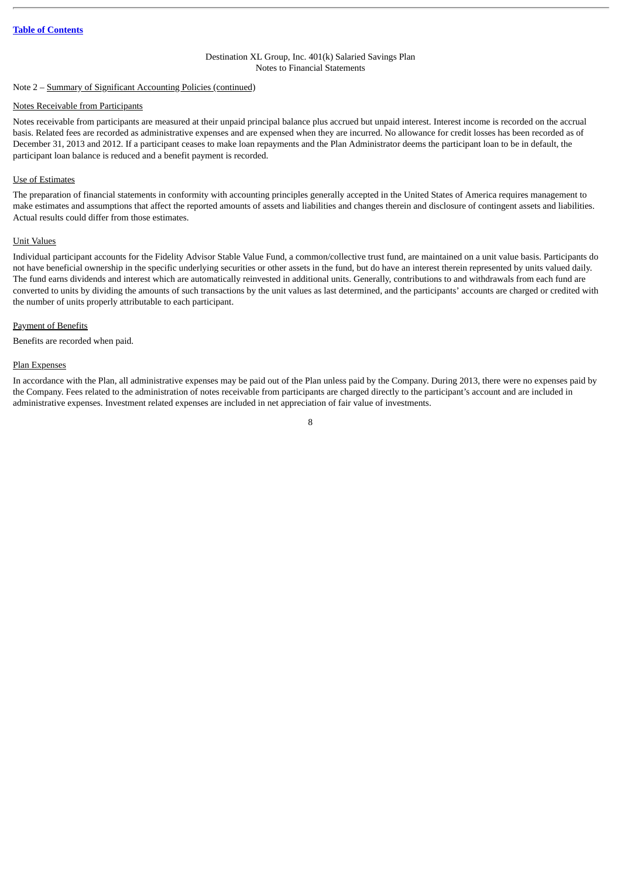Destination XL Group, Inc. 401(k) Salaried Savings Plan
Notes to Financial Statements

Note 2 – Summary of Significant Accounting Policies (continued)

## Notes Receivable from Participants

Notes receivable from participants are measured at their unpaid principal balance plus accrued but unpaid interest. Interest income is recorded on the accrual basis. Related fees are recorded as administrative expenses and are expensed when they are incurred. No allowance for credit losses has been recorded as of December 31, 2013 and 2012. If a participant ceases to make loan repayments and the Plan Administrator deems the participant loan to be in default, the participant loan balance is reduced and a benefit payment is recorded.

## Use of Estimates

The preparation of financial statements in conformity with accounting principles generally accepted in the United States of America requires management to make estimates and assumptions that affect the reported amounts of assets and liabilities and changes therein and disclosure of contingent assets and liabilities. Actual results could differ from those estimates.

## Unit Values

Individual participant accounts for the Fidelity Advisor Stable Value Fund, a common/collective trust fund, are maintained on a unit value basis. Participants do not have beneficial ownership in the specific underlying securities or other assets in the fund, but do have an interest therein represented by units valued daily. The fund earns dividends and interest which are automatically reinvested in additional units. Generally, contributions to and withdrawals from each fund are converted to units by dividing the amounts of such transactions by the unit values as last determined, and the participants' accounts are charged or credited with the number of units properly attributable to each participant.

## Payment of Benefits

Benefits are recorded when paid.

## Plan Expenses

In accordance with the Plan, all administrative expenses may be paid out of the Plan unless paid by the Company. During 2013, there were no expenses paid by the Company. Fees related to the administration of notes receivable from participants are charged directly to the participant's account and are included in administrative expenses. Investment related expenses are included in net appreciation of fair value of investments.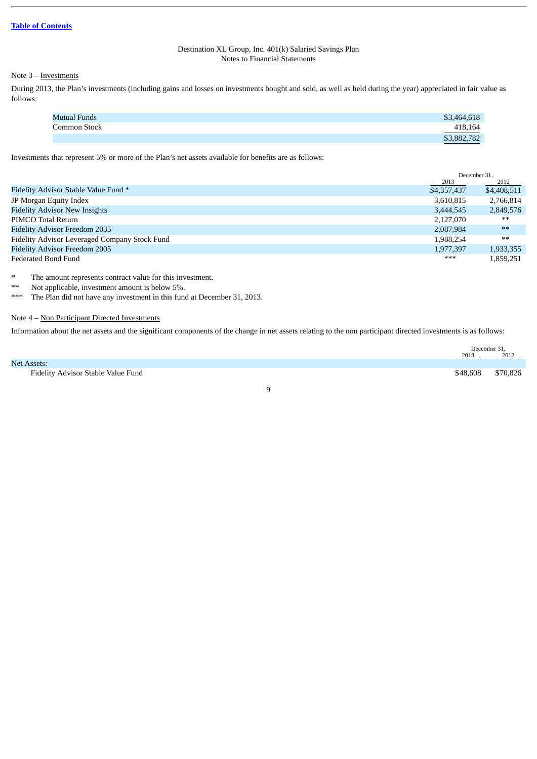Destination XL Group, Inc. 401(k) Salaried Savings Plan
Notes to Financial Statements

Note 3 – Investments

During 2013, the Plan's investments (including gains and losses on investments bought and sold, as well as held during the year) appreciated in fair value as follows:

| | |
|---|---|
| Mutual Funds | $3,464,618 |
| Common Stock | 418,164 |
| | $3,882,782 |

Investments that represent 5% or more of the Plan's net assets available for benefits are as follows:

| | December 31, | |
|---|---|---|
| | 2013 | 2012 |
| Fidelity Advisor Stable Value Fund * | $4,357,437 | $4,408,511 |
| JP Morgan Equity Index | 3,610,815 | 2,766,814 |
| Fidelity Advisor New Insights | 3,444,545 | 2,849,576 |
| PIMCO Total Return | 2,127,070 | ** |
| Fidelity Advisor Freedom 2035 | 2,087,984 | ** |
| Fidelity Advisor Leveraged Company Stock Fund | 1,988,254 | ** |
| Fidelity Advisor Freedom 2005 | 1,977,397 | 1,933,355 |
| Federated Bond Fund | *** | 1,859,251 |

\* The amount represents contract value for this investment.
** Not applicable, investment amount is below 5%.
*** The Plan did not have any investment in this fund at December 31, 2013.

Note 4 – Non Participant Directed Investments

Information about the net assets and the significant components of the change in net assets relating to the non participant directed investments is as follows:

| | December 31, | |
|---|---|---|
| | 2013 | 2012 |
| Net Assets: | | |
| Fidelity Advisor Stable Value Fund | $48,608 | $70,826 |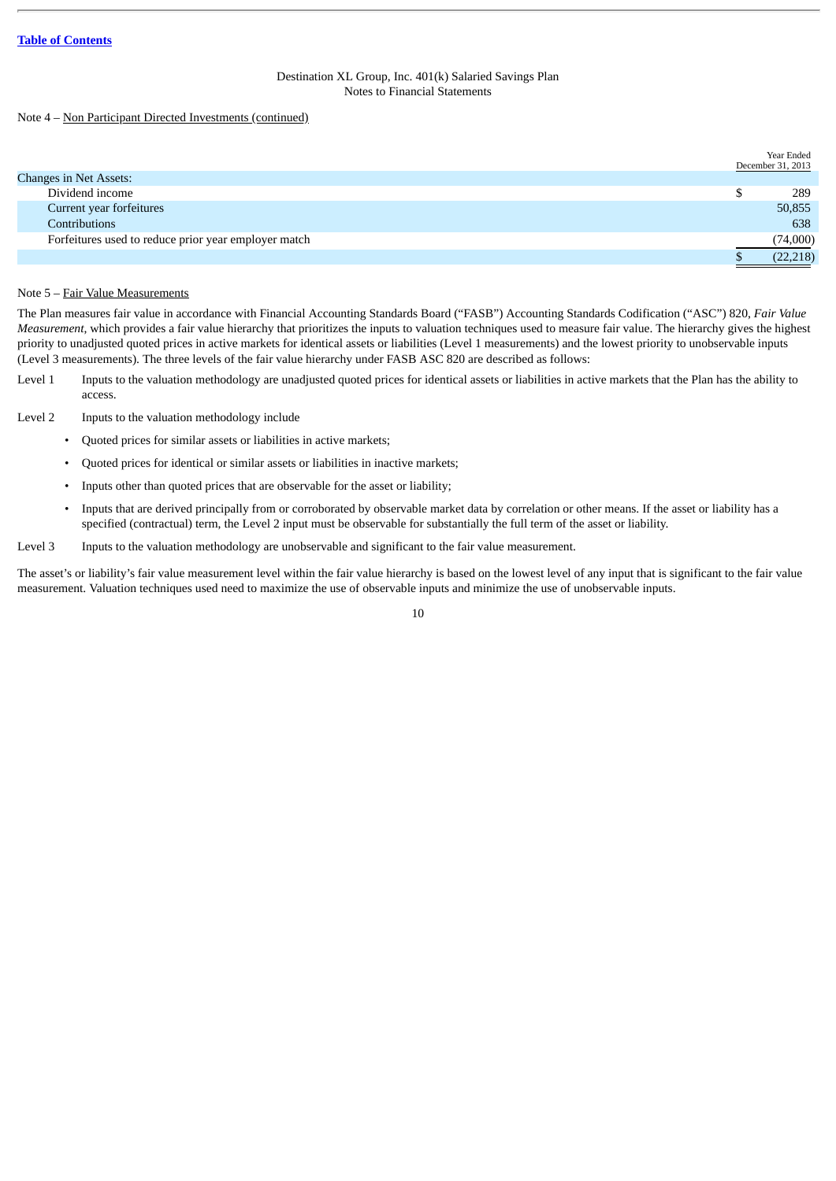Destination XL Group, Inc. 401(k) Salaried Savings Plan
Notes to Financial Statements

Note 4 – Non Participant Directed Investments (continued)

| | Year Ended December 31, 2013 |
|---|---|
| Changes in Net Assets: | |
| Dividend income | $ 289 |
| Current year forfeitures | 50,855 |
| Contributions | 638 |
| Forfeitures used to reduce prior year employer match | (74,000) |
| | $ (22,218) |

Note 5 – Fair Value Measurements

The Plan measures fair value in accordance with Financial Accounting Standards Board ("FASB") Accounting Standards Codification ("ASC") 820, *Fair Value Measurement*, which provides a fair value hierarchy that prioritizes the inputs to valuation techniques used to measure fair value. The hierarchy gives the highest priority to unadjusted quoted prices in active markets for identical assets or liabilities (Level 1 measurements) and the lowest priority to unobservable inputs (Level 3 measurements). The three levels of the fair value hierarchy under FASB ASC 820 are described as follows:

Level 1 Inputs to the valuation methodology are unadjusted quoted prices for identical assets or liabilities in active markets that the Plan has the ability to access.

Level 2 Inputs to the valuation methodology include

- Quoted prices for similar assets or liabilities in active markets;
- Quoted prices for identical or similar assets or liabilities in inactive markets;
- Inputs other than quoted prices that are observable for the asset or liability;
- Inputs that are derived principally from or corroborated by observable market data by correlation or other means. If the asset or liability has a specified (contractual) term, the Level 2 input must be observable for substantially the full term of the asset or liability.

Level 3 Inputs to the valuation methodology are unobservable and significant to the fair value measurement.

The asset's or liability's fair value measurement level within the fair value hierarchy is based on the lowest level of any input that is significant to the fair value measurement. Valuation techniques used need to maximize the use of observable inputs and minimize the use of unobservable inputs.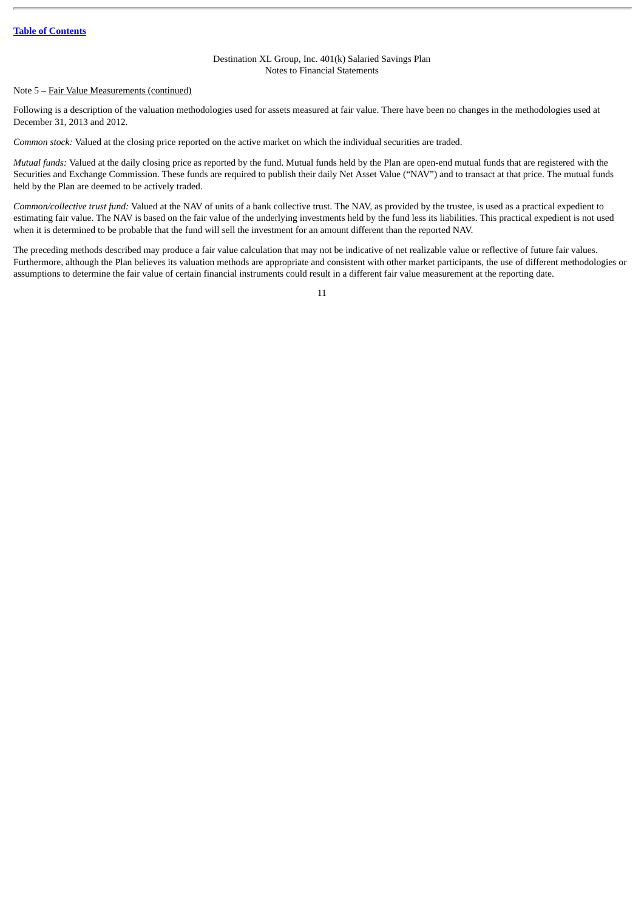Note 5 – Fair Value Measurements (continued)

Following is a description of the valuation methodologies used for assets measured at fair value. There have been no changes in the methodologies used at December 31, 2013 and 2012.

*Common stock:* Valued at the closing price reported on the active market on which the individual securities are traded.

*Mutual funds:* Valued at the daily closing price as reported by the fund. Mutual funds held by the Plan are open-end mutual funds that are registered with the Securities and Exchange Commission. These funds are required to publish their daily Net Asset Value ("NAV") and to transact at that price. The mutual funds held by the Plan are deemed to be actively traded.

*Common/collective trust fund:* Valued at the NAV of units of a bank collective trust. The NAV, as provided by the trustee, is used as a practical expedient to estimating fair value. The NAV is based on the fair value of the underlying investments held by the fund less its liabilities. This practical expedient is not used when it is determined to be probable that the fund will sell the investment for an amount different than the reported NAV.

The preceding methods described may produce a fair value calculation that may not be indicative of net realizable value or reflective of future fair values. Furthermore, although the Plan believes its valuation methods are appropriate and consistent with other market participants, the use of different methodologies or assumptions to determine the fair value of certain financial instruments could result in a different fair value measurement at the reporting date.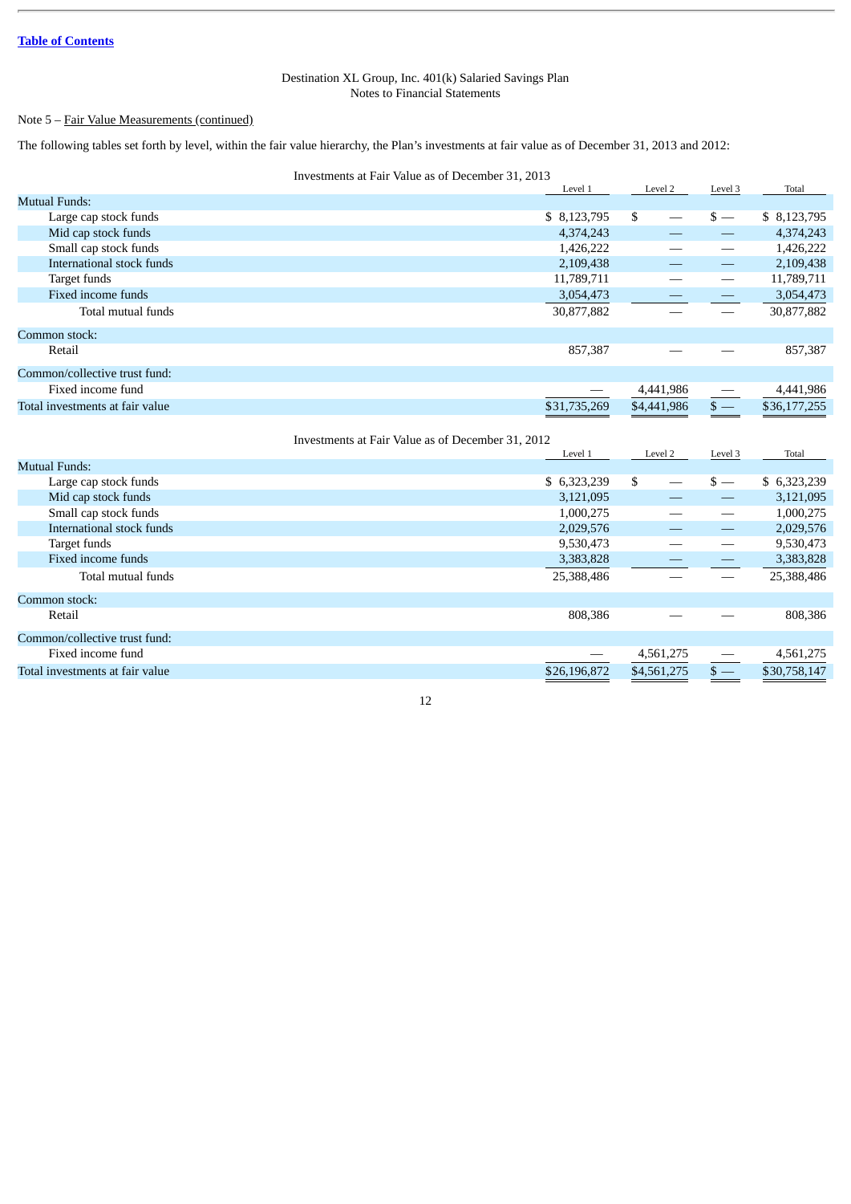Destination XL Group, Inc. 401(k) Salaried Savings Plan
Notes to Financial Statements

Note 5 – Fair Value Measurements (continued)

The following tables set forth by level, within the fair value hierarchy, the Plan's investments at fair value as of December 31, 2013 and 2012:

Investments at Fair Value as of December 31, 2013

| | Level 1 | Level 2 | Level 3 | Total |
|---|---|---|---|---|
| Mutual Funds: | | | | |
| Large cap stock funds | $ 8,123,795 | $ — | $ — | $ 8,123,795 |
| Mid cap stock funds | 4,374,243 | — | — | 4,374,243 |
| Small cap stock funds | 1,426,222 | — | — | 1,426,222 |
| International stock funds | 2,109,438 | — | — | 2,109,438 |
| Target funds | 11,789,711 | — | — | 11,789,711 |
| Fixed income funds | 3,054,473 | — | — | 3,054,473 |
| Total mutual funds | 30,877,882 | — | — | 30,877,882 |
| Common stock: | | | | |
| Retail | 857,387 | — | — | 857,387 |
| Common/collective trust fund: | | | | |
| Fixed income fund | — | 4,441,986 | — | 4,441,986 |
| Total investments at fair value | $31,735,269 | $4,441,986 | $ — | $36,177,255 |

Investments at Fair Value as of December 31, 2012

| | Level 1 | Level 2 | Level 3 | Total |
|---|---|---|---|---|
| Mutual Funds: | | | | |
| Large cap stock funds | $ 6,323,239 | $ — | $ — | $ 6,323,239 |
| Mid cap stock funds | 3,121,095 | — | — | 3,121,095 |
| Small cap stock funds | 1,000,275 | — | — | 1,000,275 |
| International stock funds | 2,029,576 | — | — | 2,029,576 |
| Target funds | 9,530,473 | — | — | 9,530,473 |
| Fixed income funds | 3,383,828 | — | — | 3,383,828 |
| Total mutual funds | 25,388,486 | — | — | 25,388,486 |
| Common stock: | | | | |
| Retail | 808,386 | — | — | 808,386 |
| Common/collective trust fund: | | | | |
| Fixed income fund | — | 4,561,275 | — | 4,561,275 |
| Total investments at fair value | $26,196,872 | $4,561,275 | $ — | $30,758,147 |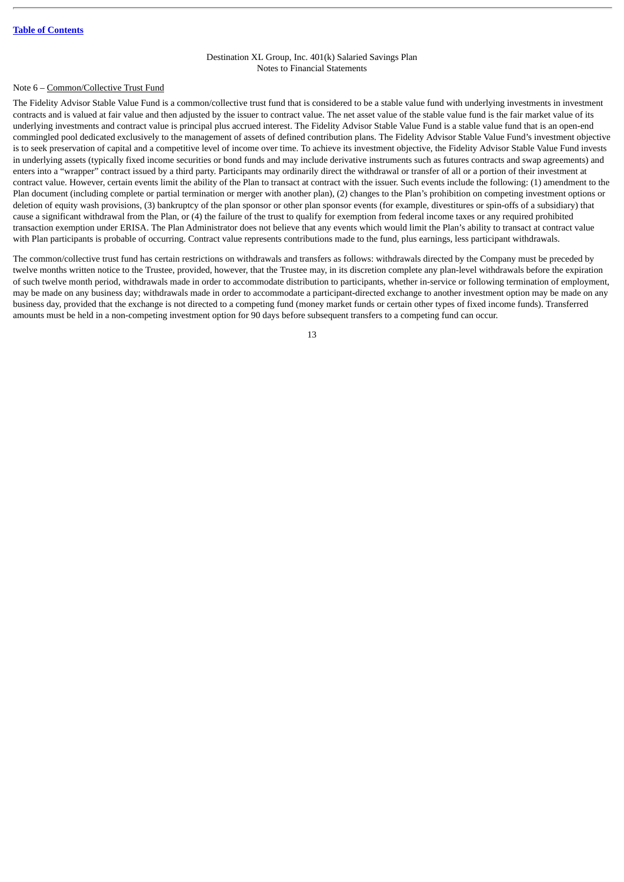Destination XL Group, Inc. 401(k) Salaried Savings Plan
Notes to Financial Statements

Note 6 – Common/Collective Trust Fund

The Fidelity Advisor Stable Value Fund is a common/collective trust fund that is considered to be a stable value fund with underlying investments in investment contracts and is valued at fair value and then adjusted by the issuer to contract value. The net asset value of the stable value fund is the fair market value of its underlying investments and contract value is principal plus accrued interest. The Fidelity Advisor Stable Value Fund is a stable value fund that is an open-end commingled pool dedicated exclusively to the management of assets of defined contribution plans. The Fidelity Advisor Stable Value Fund's investment objective is to seek preservation of capital and a competitive level of income over time. To achieve its investment objective, the Fidelity Advisor Stable Value Fund invests in underlying assets (typically fixed income securities or bond funds and may include derivative instruments such as futures contracts and swap agreements) and enters into a "wrapper" contract issued by a third party. Participants may ordinarily direct the withdrawal or transfer of all or a portion of their investment at contract value. However, certain events limit the ability of the Plan to transact at contract with the issuer. Such events include the following: (1) amendment to the Plan document (including complete or partial termination or merger with another plan), (2) changes to the Plan's prohibition on competing investment options or deletion of equity wash provisions, (3) bankruptcy of the plan sponsor or other plan sponsor events (for example, divestitures or spin-offs of a subsidiary) that cause a significant withdrawal from the Plan, or (4) the failure of the trust to qualify for exemption from federal income taxes or any required prohibited transaction exemption under ERISA. The Plan Administrator does not believe that any events which would limit the Plan's ability to transact at contract value with Plan participants is probable of occurring. Contract value represents contributions made to the fund, plus earnings, less participant withdrawals.

The common/collective trust fund has certain restrictions on withdrawals and transfers as follows: withdrawals directed by the Company must be preceded by twelve months written notice to the Trustee, provided, however, that the Trustee may, in its discretion complete any plan-level withdrawals before the expiration of such twelve month period, withdrawals made in order to accommodate distribution to participants, whether in-service or following termination of employment, may be made on any business day; withdrawals made in order to accommodate a participant-directed exchange to another investment option may be made on any business day, provided that the exchange is not directed to a competing fund (money market funds or certain other types of fixed income funds). Transferred amounts must be held in a non-competing investment option for 90 days before subsequent transfers to a competing fund can occur.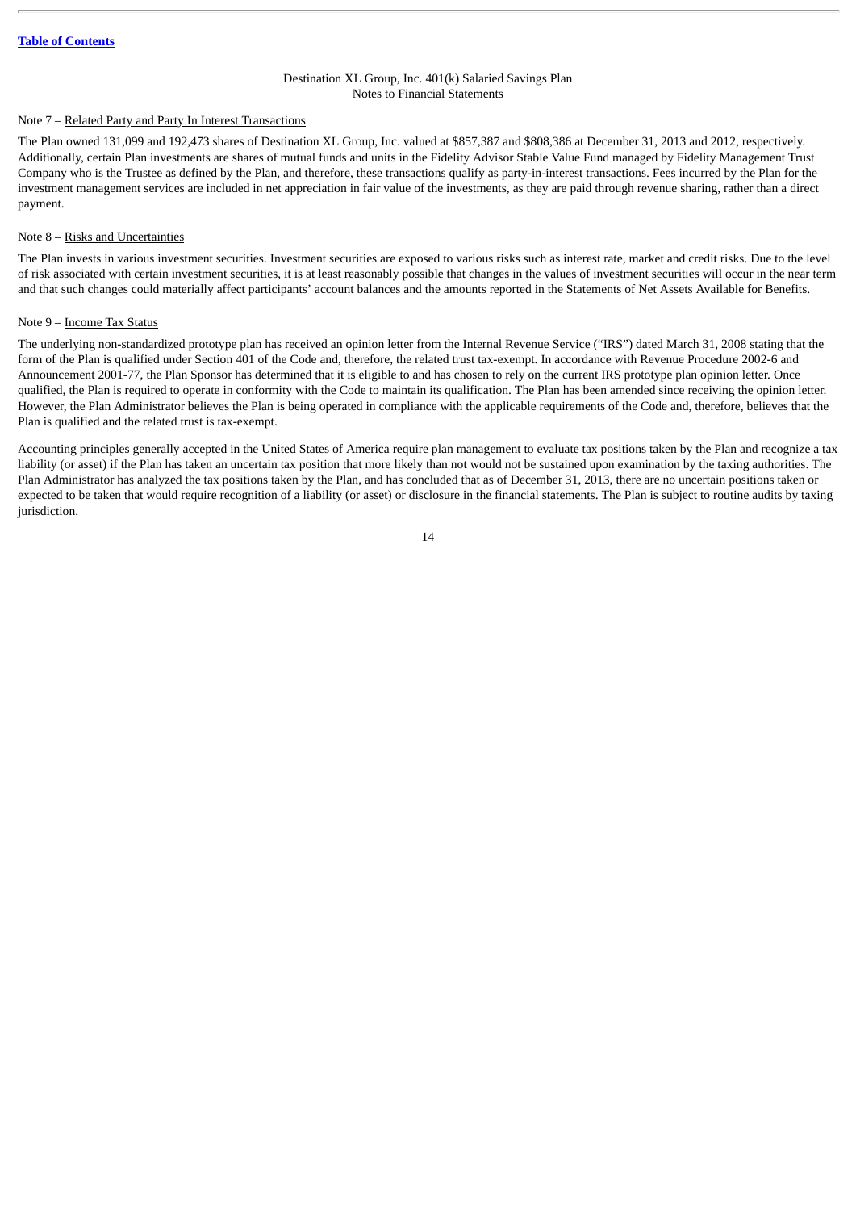[Table of Contents](#)

Destination XL Group, Inc. 401(k) Salaried Savings Plan
Notes to Financial Statements

Note 7 – Related Party and Party In Interest Transactions

The Plan owned 131,099 and 192,473 shares of Destination XL Group, Inc. valued at $857,387 and $808,386 at December 31, 2013 and 2012, respectively. Additionally, certain Plan investments are shares of mutual funds and units in the Fidelity Advisor Stable Value Fund managed by Fidelity Management Trust Company who is the Trustee as defined by the Plan, and therefore, these transactions qualify as party-in-interest transactions. Fees incurred by the Plan for the investment management services are included in net appreciation in fair value of the investments, as they are paid through revenue sharing, rather than a direct payment.

Note 8 – Risks and Uncertainties

The Plan invests in various investment securities. Investment securities are exposed to various risks such as interest rate, market and credit risks. Due to the level of risk associated with certain investment securities, it is at least reasonably possible that changes in the values of investment securities will occur in the near term and that such changes could materially affect participants' account balances and the amounts reported in the Statements of Net Assets Available for Benefits.

Note 9 – Income Tax Status

The underlying non-standardized prototype plan has received an opinion letter from the Internal Revenue Service ("IRS") dated March 31, 2008 stating that the form of the Plan is qualified under Section 401 of the Code and, therefore, the related trust tax-exempt. In accordance with Revenue Procedure 2002-6 and Announcement 2001-77, the Plan Sponsor has determined that it is eligible to and has chosen to rely on the current IRS prototype plan opinion letter. Once qualified, the Plan is required to operate in conformity with the Code to maintain its qualification. The Plan has been amended since receiving the opinion letter. However, the Plan Administrator believes the Plan is being operated in compliance with the applicable requirements of the Code and, therefore, believes that the Plan is qualified and the related trust is tax-exempt.

Accounting principles generally accepted in the United States of America require plan management to evaluate tax positions taken by the Plan and recognize a tax liability (or asset) if the Plan has taken an uncertain tax position that more likely than not would not be sustained upon examination by the taxing authorities. The Plan Administrator has analyzed the tax positions taken by the Plan, and has concluded that as of December 31, 2013, there are no uncertain positions taken or expected to be taken that would require recognition of a liability (or asset) or disclosure in the financial statements. The Plan is subject to routine audits by taxing jurisdiction.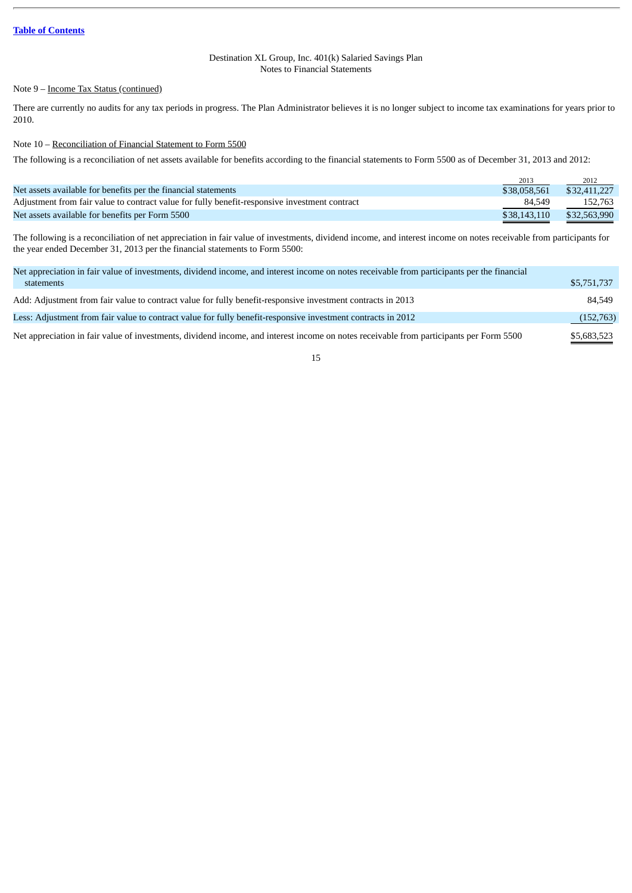Table of Contents

Destination XL Group, Inc. 401(k) Salaried Savings Plan
Notes to Financial Statements

Note 9 – Income Tax Status (continued)

There are currently no audits for any tax periods in progress. The Plan Administrator believes it is no longer subject to income tax examinations for years prior to 2010.

Note 10 – Reconciliation of Financial Statement to Form 5500

The following is a reconciliation of net assets available for benefits according to the financial statements to Form 5500 as of December 31, 2013 and 2012:

| | 2013 | 2012 |
|---|---|---|
| Net assets available for benefits per the financial statements | $38,058,561 | $32,411,227 |
| Adjustment from fair value to contract value for fully benefit-responsive investment contract | 84,549 | 152,763 |
| Net assets available for benefits per Form 5500 | $38,143,110 | $32,563,990 |

The following is a reconciliation of net appreciation in fair value of investments, dividend income, and interest income on notes receivable from participants for the year ended December 31, 2013 per the financial statements to Form 5500:

| | |
|---|---|
| Net appreciation in fair value of investments, dividend income, and interest income on notes receivable from participants per the financial statements | $5,751,737 |
| Add: Adjustment from fair value to contract value for fully benefit-responsive investment contracts in 2013 | 84,549 |
| Less: Adjustment from fair value to contract value for fully benefit-responsive investment contracts in 2012 | (152,763) |
| Net appreciation in fair value of investments, dividend income, and interest income on notes receivable from participants per Form 5500 | $5,683,523 |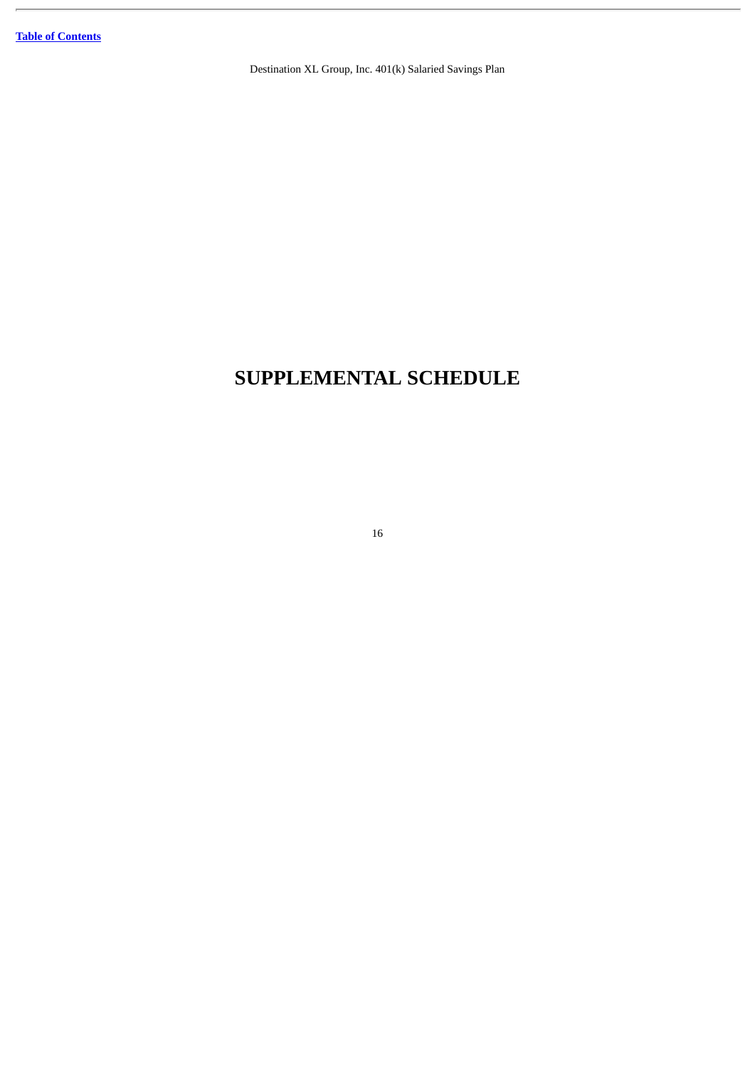# SUPPLEMENTAL SCHEDULE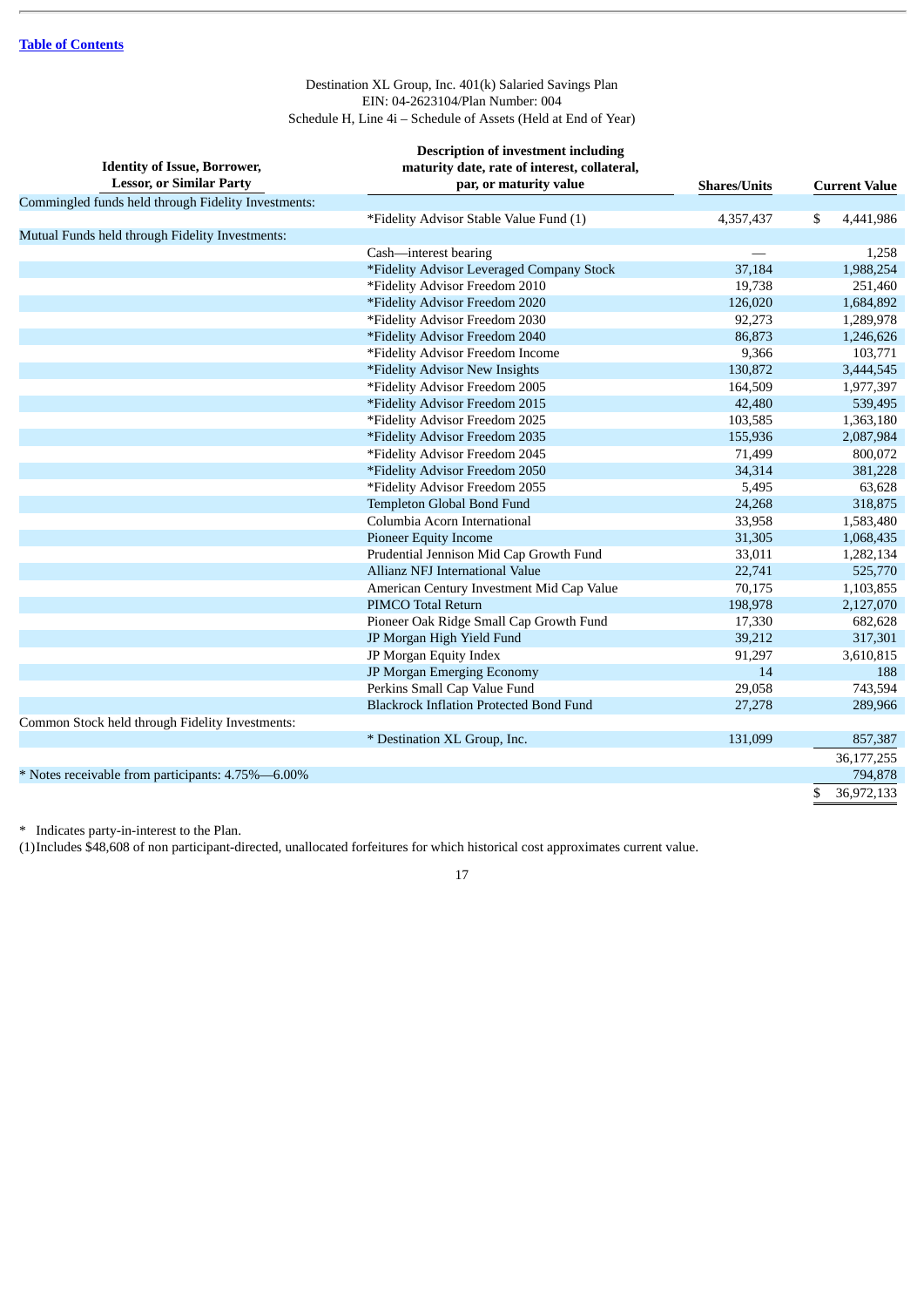Destination XL Group, Inc. 401(k) Salaried Savings Plan
EIN: 04-2623104/Plan Number: 004
Schedule H, Line 4i – Schedule of Assets (Held at End of Year)

| Identity of Issue, Borrower, Lessor, or Similar Party | Description of investment including maturity date, rate of interest, collateral, par, or maturity value | Shares/Units | Current Value |
|---|---|---|---|
| Commingled funds held through Fidelity Investments: | | | |
| | *Fidelity Advisor Stable Value Fund (1) | 4,357,437 | $ 4,441,986 |
| Mutual Funds held through Fidelity Investments: | | | |
| | Cash—interest bearing | — | 1,258 |
| | *Fidelity Advisor Leveraged Company Stock | 37,184 | 1,988,254 |
| | *Fidelity Advisor Freedom 2010 | 19,738 | 251,460 |
| | *Fidelity Advisor Freedom 2020 | 126,020 | 1,684,892 |
| | *Fidelity Advisor Freedom 2030 | 92,273 | 1,289,978 |
| | *Fidelity Advisor Freedom 2040 | 86,873 | 1,246,626 |
| | *Fidelity Advisor Freedom Income | 9,366 | 103,771 |
| | *Fidelity Advisor New Insights | 130,872 | 3,444,545 |
| | *Fidelity Advisor Freedom 2005 | 164,509 | 1,977,397 |
| | *Fidelity Advisor Freedom 2015 | 42,480 | 539,495 |
| | *Fidelity Advisor Freedom 2025 | 103,585 | 1,363,180 |
| | *Fidelity Advisor Freedom 2035 | 155,936 | 2,087,984 |
| | *Fidelity Advisor Freedom 2045 | 71,499 | 800,072 |
| | *Fidelity Advisor Freedom 2050 | 34,314 | 381,228 |
| | *Fidelity Advisor Freedom 2055 | 5,495 | 63,628 |
| | Templeton Global Bond Fund | 24,268 | 318,875 |
| | Columbia Acorn International | 33,958 | 1,583,480 |
| | Pioneer Equity Income | 31,305 | 1,068,435 |
| | Prudential Jennison Mid Cap Growth Fund | 33,011 | 1,282,134 |
| | Allianz NFJ International Value | 22,741 | 525,770 |
| | American Century Investment Mid Cap Value | 70,175 | 1,103,855 |
| | PIMCO Total Return | 198,978 | 2,127,070 |
| | Pioneer Oak Ridge Small Cap Growth Fund | 17,330 | 682,628 |
| | JP Morgan High Yield Fund | 39,212 | 317,301 |
| | JP Morgan Equity Index | 91,297 | 3,610,815 |
| | JP Morgan Emerging Economy | 14 | 188 |
| | Perkins Small Cap Value Fund | 29,058 | 743,594 |
| | Blackrock Inflation Protected Bond Fund | 27,278 | 289,966 |
| Common Stock held through Fidelity Investments: | | | |
| | * Destination XL Group, Inc. | 131,099 | 857,387 |
| | | | 36,177,255 |
| * Notes receivable from participants: 4.75%—6.00% | | | 794,878 |
| | | | $ 36,972,133 |

\* Indicates party-in-interest to the Plan.

(1) Includes $48,608 of non participant-directed, unallocated forfeitures for which historical cost approximates current value.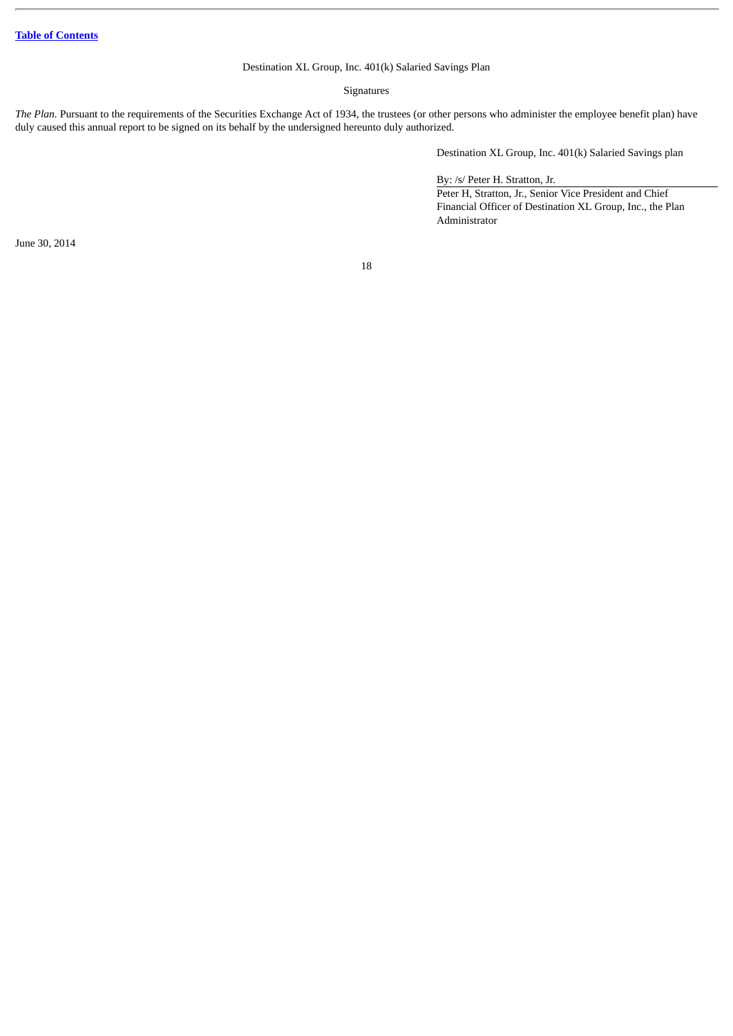Table of Contents

Destination XL Group, Inc. 401(k) Salaried Savings Plan

Signatures

*The Plan.* Pursuant to the requirements of the Securities Exchange Act of 1934, the trustees (or other persons who administer the employee benefit plan) have duly caused this annual report to be signed on its behalf by the undersigned hereunto duly authorized.

Destination XL Group, Inc. 401(k) Salaried Savings plan

By: /s/ Peter H. Stratton, Jr.

Peter H, Stratton, Jr., Senior Vice President and Chief Financial Officer of Destination XL Group, Inc., the Plan Administrator

June 30, 2014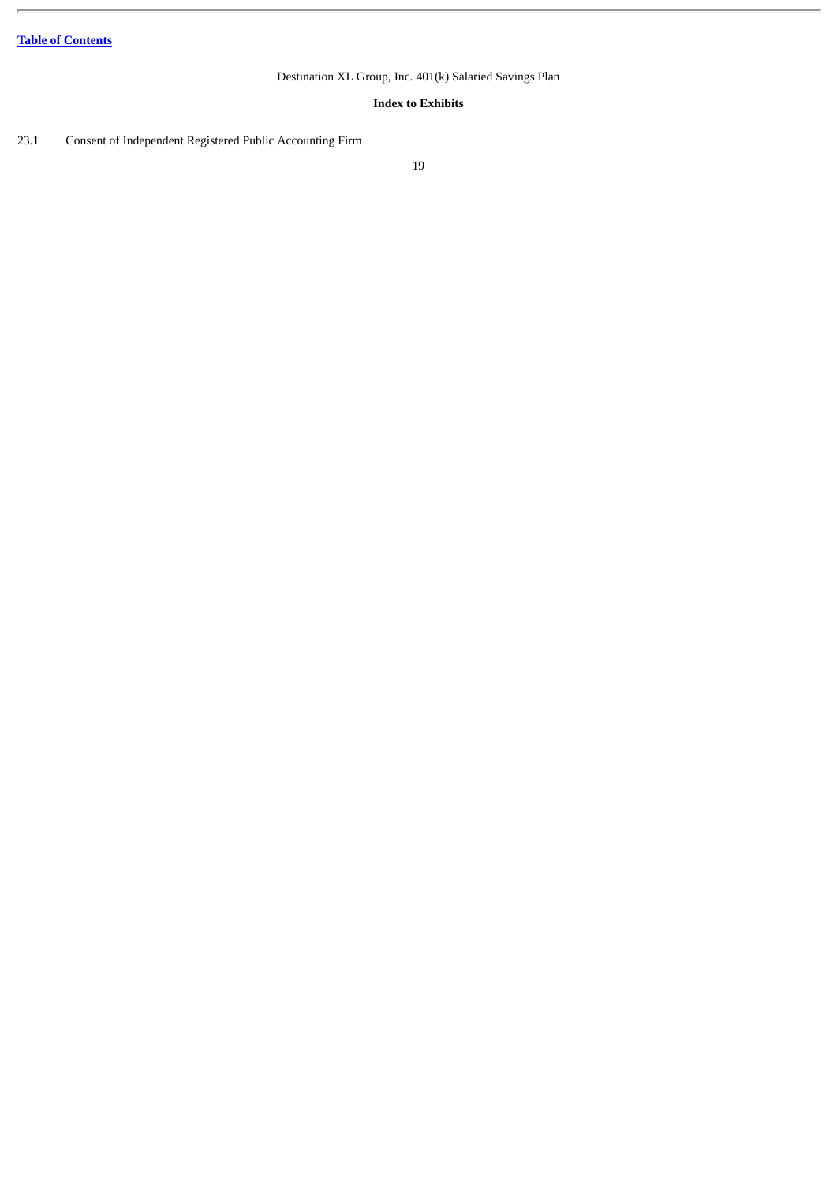Destination XL Group, Inc. 401(k) Salaried Savings Plan

**Index to Exhibits**

23.1 Consent of Independent Registered Public Accounting Firm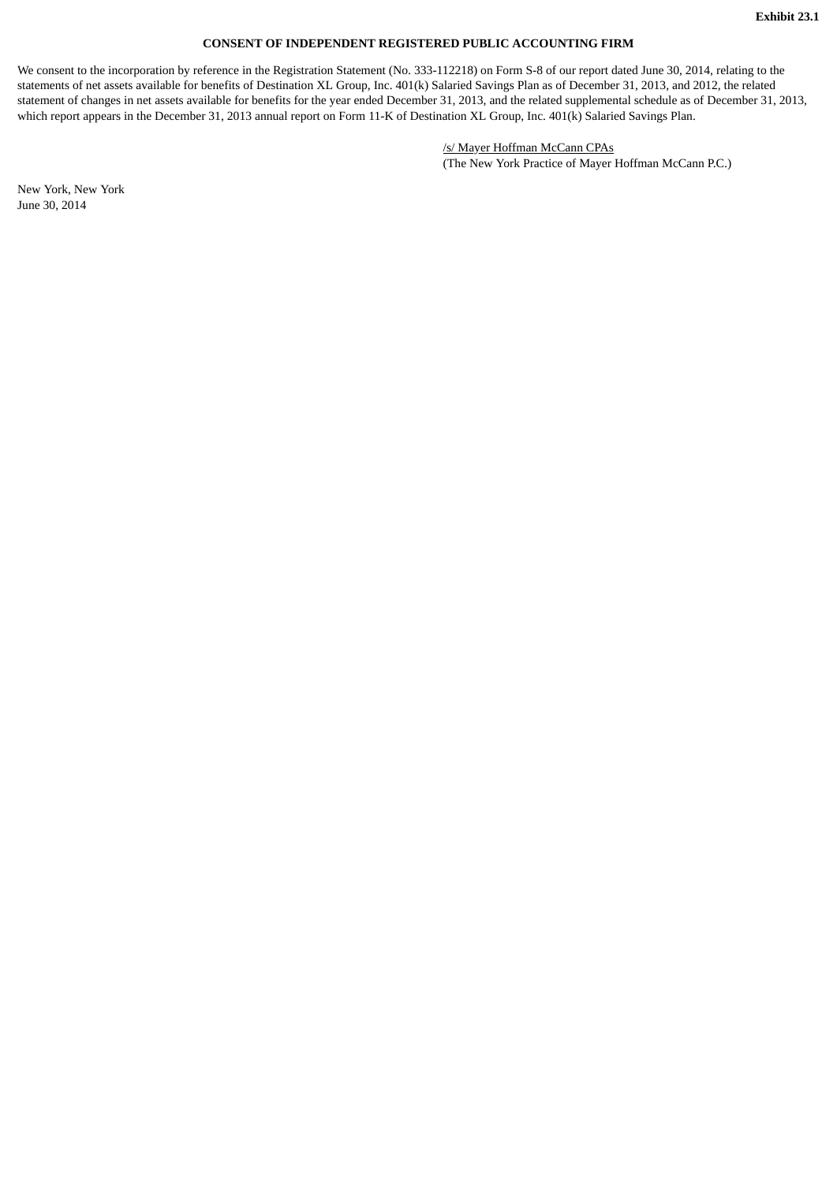**Exhibit 23.1**

**CONSENT OF INDEPENDENT REGISTERED PUBLIC ACCOUNTING FIRM**

We consent to the incorporation by reference in the Registration Statement (No. 333-112218) on Form S-8 of our report dated June 30, 2014, relating to the statements of net assets available for benefits of Destination XL Group, Inc. 401(k) Salaried Savings Plan as of December 31, 2013, and 2012, the related statement of changes in net assets available for benefits for the year ended December 31, 2013, and the related supplemental schedule as of December 31, 2013, which report appears in the December 31, 2013 annual report on Form 11-K of Destination XL Group, Inc. 401(k) Salaried Savings Plan.

/s/ Mayer Hoffman McCann CPAs
(The New York Practice of Mayer Hoffman McCann P.C.)

New York, New York
June 30, 2014